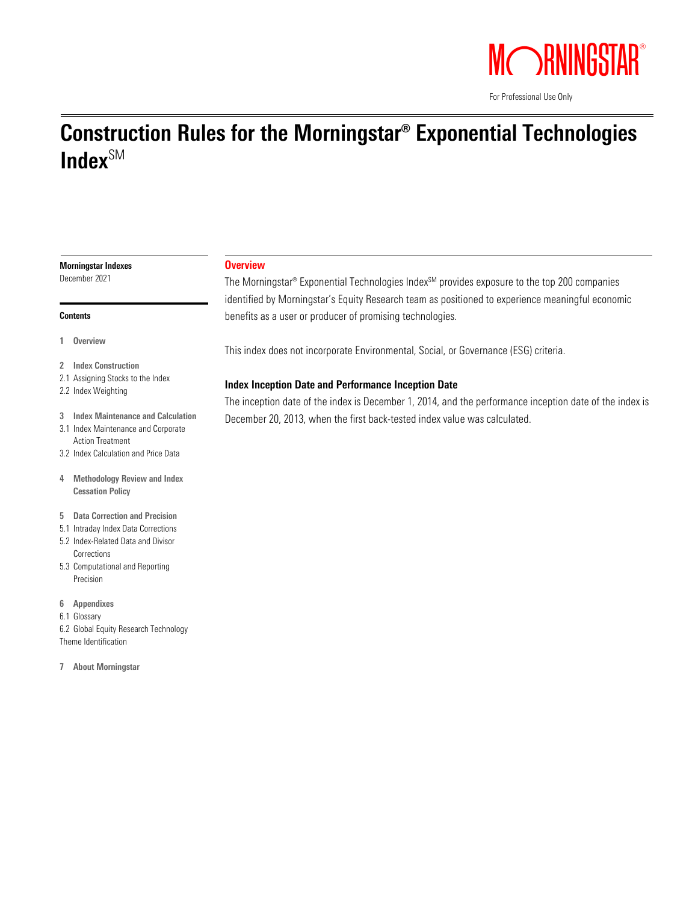For Professional Use Only

# Construction Rules for the Morningstar® Exponential Technologies Index℠

**Morningstar Indexes**
December 2021

**Contents**

1 **Overview**

2 **Index Construction**
2.1 Assigning Stocks to the Index
2.2 Index Weighting

3 **Index Maintenance and Calculation**
3.1 Index Maintenance and Corporate Action Treatment
3.2 Index Calculation and Price Data

4 **Methodology Review and Index Cessation Policy**

5 **Data Correction and Precision**
5.1 Intraday Index Data Corrections
5.2 Index-Related Data and Divisor Corrections
5.3 Computational and Reporting Precision

6 **Appendixes**
6.1 Glossary
6.2 Global Equity Research Technology Theme Identification

7 **About Morningstar**

## Overview

The Morningstar® Exponential Technologies Index℠ provides exposure to the top 200 companies identified by Morningstar's Equity Research team as positioned to experience meaningful economic benefits as a user or producer of promising technologies.

This index does not incorporate Environmental, Social, or Governance (ESG) criteria.

### Index Inception Date and Performance Inception Date

The inception date of the index is December 1, 2014, and the performance inception date of the index is December 20, 2013, when the first back-tested index value was calculated.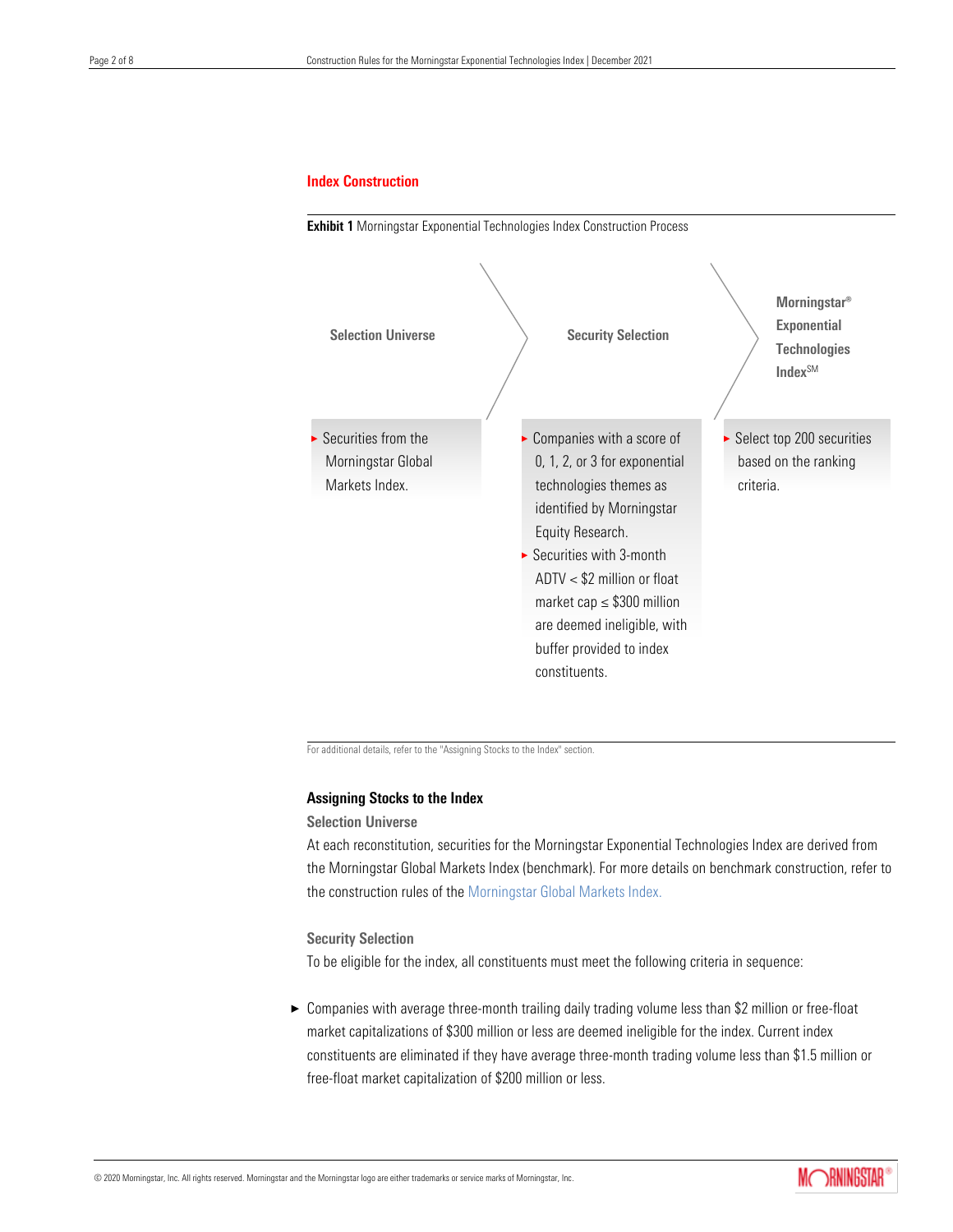## Index Construction

**Exhibit 1** Morningstar Exponential Technologies Index Construction Process

| Selection Universe | Security Selection | Morningstar® Exponential Technologies Index℠ |
| --- | --- | --- |
| ► Securities from the Morningstar Global Markets Index. | ► Companies with a score of 0, 1, 2, or 3 for exponential technologies themes as identified by Morningstar Equity Research.<br>► Securities with 3-month ADTV < $2 million or float market cap ≤ $300 million are deemed ineligible, with buffer provided to index constituents. | ► Select top 200 securities based on the ranking criteria. |

For additional details, refer to the "Assigning Stocks to the Index" section.

### Assigning Stocks to the Index

#### Selection Universe

At each reconstitution, securities for the Morningstar Exponential Technologies Index are derived from the Morningstar Global Markets Index (benchmark). For more details on benchmark construction, refer to the construction rules of the Morningstar Global Markets Index.

#### Security Selection

To be eligible for the index, all constituents must meet the following criteria in sequence:

- Companies with average three-month trailing daily trading volume less than $2 million or free-float market capitalizations of $300 million or less are deemed ineligible for the index. Current index constituents are eliminated if they have average three-month trading volume less than $1.5 million or free-float market capitalization of $200 million or less.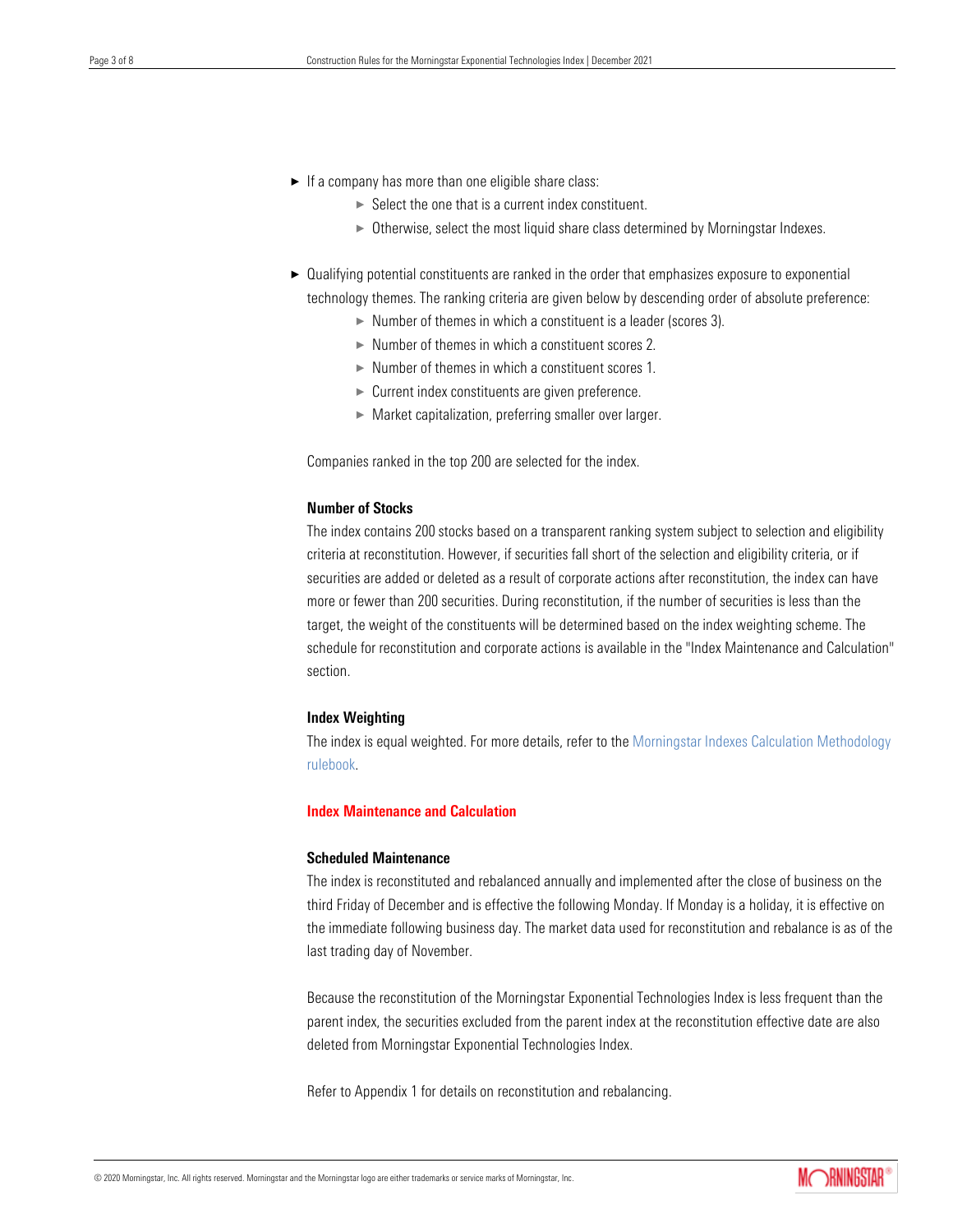- If a company has more than one eligible share class:
  - Select the one that is a current index constituent.
  - Otherwise, select the most liquid share class determined by Morningstar Indexes.
- Qualifying potential constituents are ranked in the order that emphasizes exposure to exponential technology themes. The ranking criteria are given below by descending order of absolute preference:
  - Number of themes in which a constituent is a leader (scores 3).
  - Number of themes in which a constituent scores 2.
  - Number of themes in which a constituent scores 1.
  - Current index constituents are given preference.
  - Market capitalization, preferring smaller over larger.

Companies ranked in the top 200 are selected for the index.

### Number of Stocks

The index contains 200 stocks based on a transparent ranking system subject to selection and eligibility criteria at reconstitution. However, if securities fall short of the selection and eligibility criteria, or if securities are added or deleted as a result of corporate actions after reconstitution, the index can have more or fewer than 200 securities. During reconstitution, if the number of securities is less than the target, the weight of the constituents will be determined based on the index weighting scheme. The schedule for reconstitution and corporate actions is available in the "Index Maintenance and Calculation" section.

### Index Weighting

The index is equal weighted. For more details, refer to the Morningstar Indexes Calculation Methodology rulebook.

## Index Maintenance and Calculation

### Scheduled Maintenance

The index is reconstituted and rebalanced annually and implemented after the close of business on the third Friday of December and is effective the following Monday. If Monday is a holiday, it is effective on the immediate following business day. The market data used for reconstitution and rebalance is as of the last trading day of November.

Because the reconstitution of the Morningstar Exponential Technologies Index is less frequent than the parent index, the securities excluded from the parent index at the reconstitution effective date are also deleted from Morningstar Exponential Technologies Index.

Refer to Appendix 1 for details on reconstitution and rebalancing.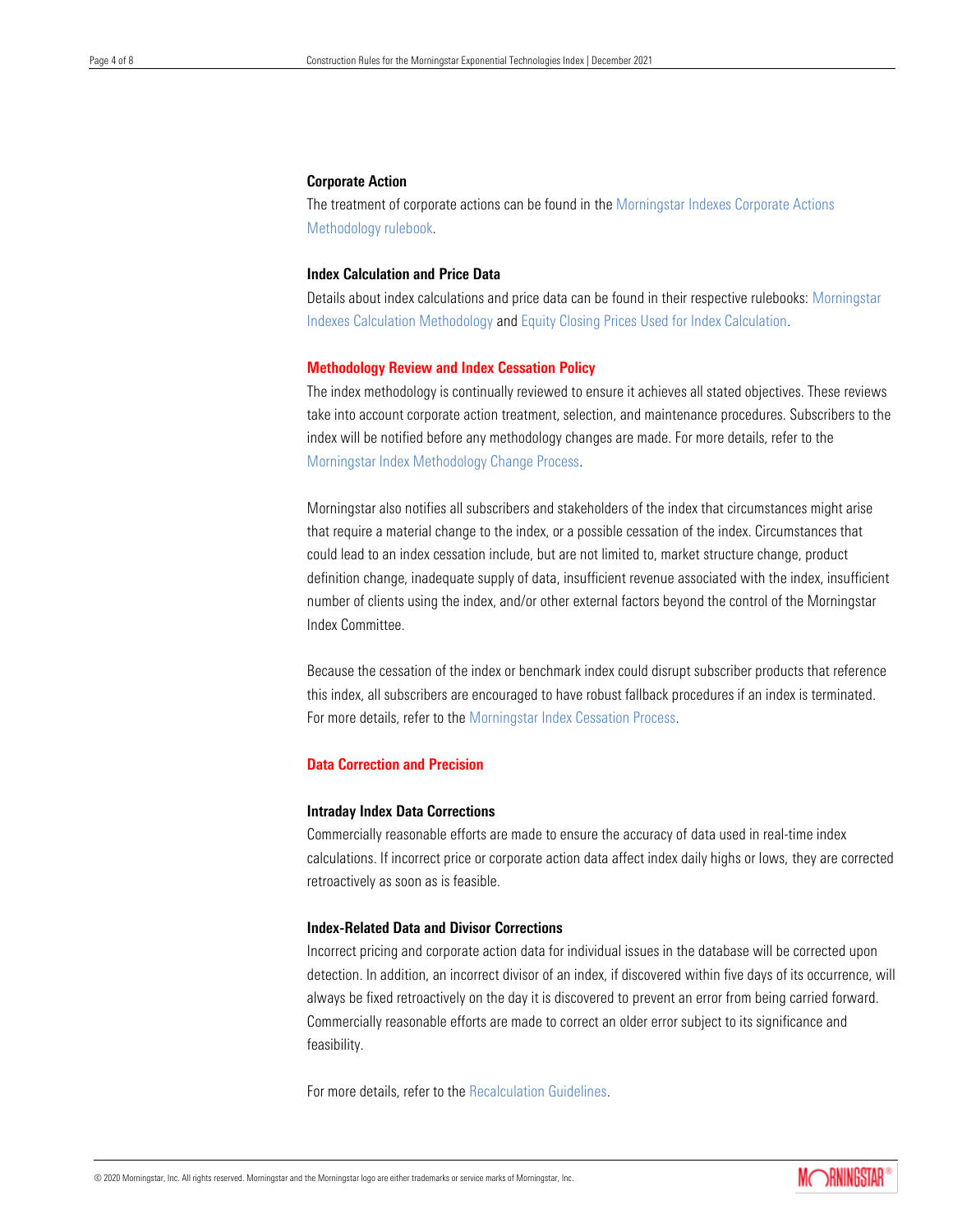### Corporate Action

The treatment of corporate actions can be found in the Morningstar Indexes Corporate Actions Methodology rulebook.

### Index Calculation and Price Data

Details about index calculations and price data can be found in their respective rulebooks: Morningstar Indexes Calculation Methodology and Equity Closing Prices Used for Index Calculation.

## Methodology Review and Index Cessation Policy

The index methodology is continually reviewed to ensure it achieves all stated objectives. These reviews take into account corporate action treatment, selection, and maintenance procedures. Subscribers to the index will be notified before any methodology changes are made. For more details, refer to the Morningstar Index Methodology Change Process.

Morningstar also notifies all subscribers and stakeholders of the index that circumstances might arise that require a material change to the index, or a possible cessation of the index. Circumstances that could lead to an index cessation include, but are not limited to, market structure change, product definition change, inadequate supply of data, insufficient revenue associated with the index, insufficient number of clients using the index, and/or other external factors beyond the control of the Morningstar Index Committee.

Because the cessation of the index or benchmark index could disrupt subscriber products that reference this index, all subscribers are encouraged to have robust fallback procedures if an index is terminated. For more details, refer to the Morningstar Index Cessation Process.

## Data Correction and Precision

### Intraday Index Data Corrections

Commercially reasonable efforts are made to ensure the accuracy of data used in real-time index calculations. If incorrect price or corporate action data affect index daily highs or lows, they are corrected retroactively as soon as is feasible.

### Index-Related Data and Divisor Corrections

Incorrect pricing and corporate action data for individual issues in the database will be corrected upon detection. In addition, an incorrect divisor of an index, if discovered within five days of its occurrence, will always be fixed retroactively on the day it is discovered to prevent an error from being carried forward. Commercially reasonable efforts are made to correct an older error subject to its significance and feasibility.

For more details, refer to the Recalculation Guidelines.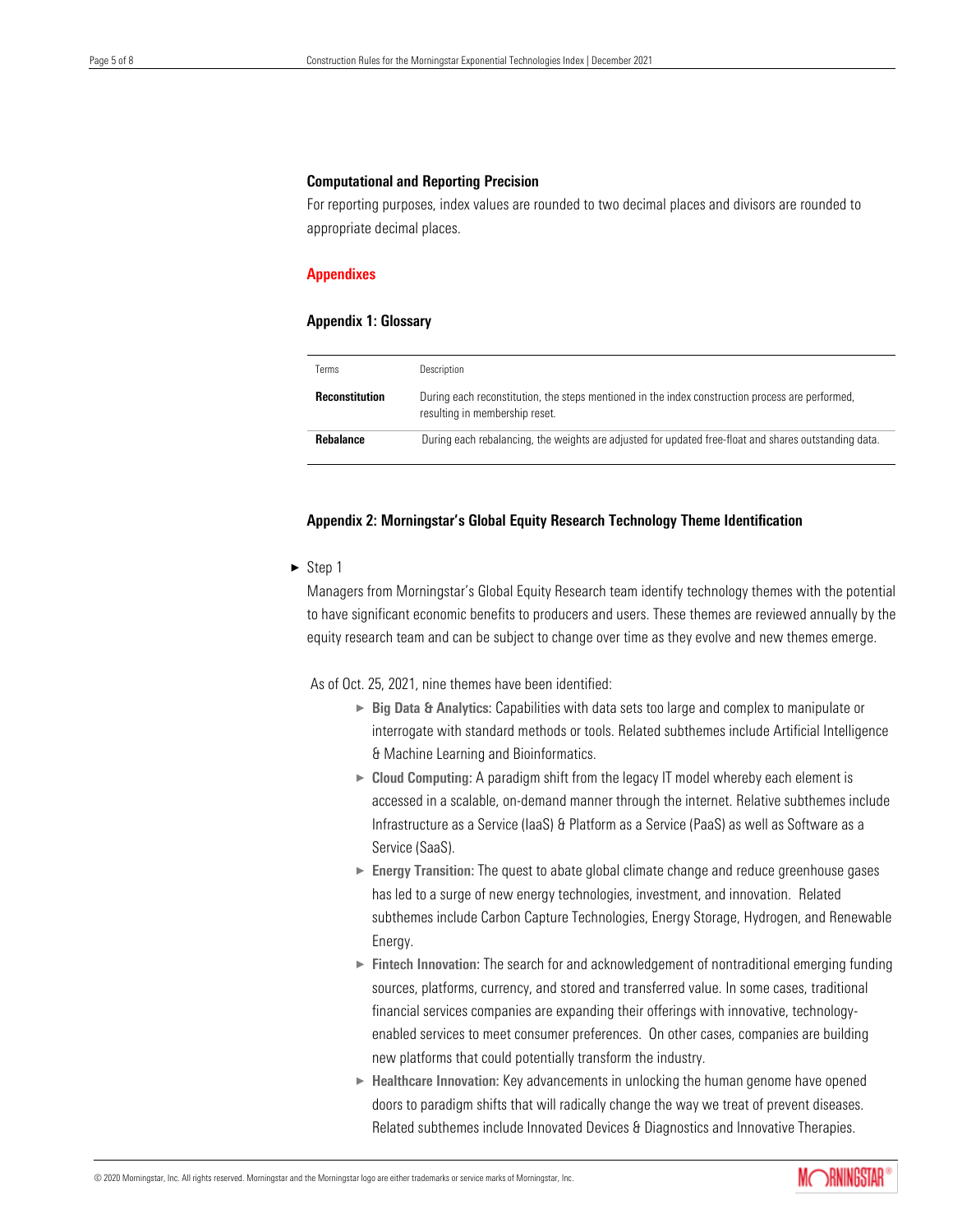### Computational and Reporting Precision

For reporting purposes, index values are rounded to two decimal places and divisors are rounded to appropriate decimal places.

## Appendixes

### Appendix 1: Glossary

| Terms | Description |
|---|---|
| **Reconstitution** | During each reconstitution, the steps mentioned in the index construction process are performed, resulting in membership reset. |
| **Rebalance** | During each rebalancing, the weights are adjusted for updated free-float and shares outstanding data. |

### Appendix 2: Morningstar's Global Equity Research Technology Theme Identification

- Step 1

  Managers from Morningstar's Global Equity Research team identify technology themes with the potential to have significant economic benefits to producers and users. These themes are reviewed annually by the equity research team and can be subject to change over time as they evolve and new themes emerge.

  As of Oct. 25, 2021, nine themes have been identified:

  - **Big Data & Analytics:** Capabilities with data sets too large and complex to manipulate or interrogate with standard methods or tools. Related subthemes include Artificial Intelligence & Machine Learning and Bioinformatics.
  - **Cloud Computing:** A paradigm shift from the legacy IT model whereby each element is accessed in a scalable, on-demand manner through the internet. Relative subthemes include Infrastructure as a Service (IaaS) & Platform as a Service (PaaS) as well as Software as a Service (SaaS).
  - **Energy Transition:** The quest to abate global climate change and reduce greenhouse gases has led to a surge of new energy technologies, investment, and innovation. Related subthemes include Carbon Capture Technologies, Energy Storage, Hydrogen, and Renewable Energy.
  - **Fintech Innovation:** The search for and acknowledgement of nontraditional emerging funding sources, platforms, currency, and stored and transferred value. In some cases, traditional financial services companies are expanding their offerings with innovative, technology-enabled services to meet consumer preferences. On other cases, companies are building new platforms that could potentially transform the industry.
  - **Healthcare Innovation:** Key advancements in unlocking the human genome have opened doors to paradigm shifts that will radically change the way we treat of prevent diseases. Related subthemes include Innovated Devices & Diagnostics and Innovative Therapies.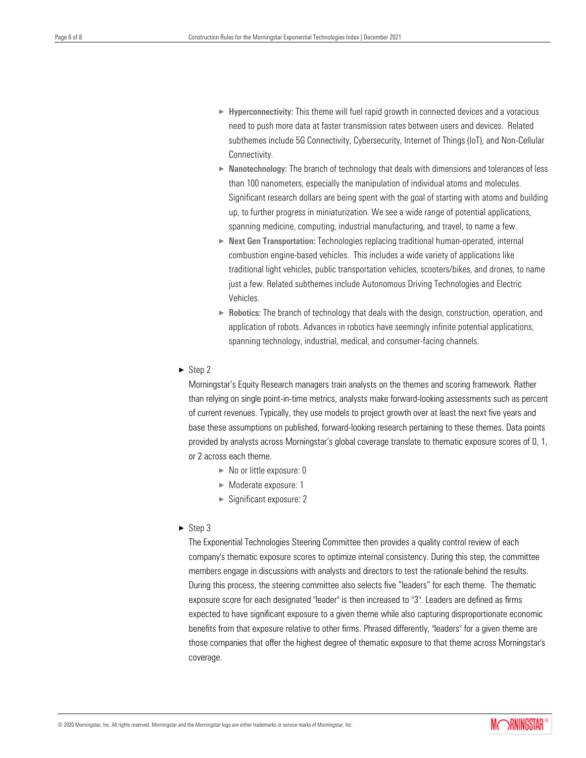- **Hyperconnectivity:** This theme will fuel rapid growth in connected devices and a voracious need to push more data at faster transmission rates between users and devices. Related subthemes include 5G Connectivity, Cybersecurity, Internet of Things (IoT), and Non-Cellular Connectivity.
- **Nanotechnology:** The branch of technology that deals with dimensions and tolerances of less than 100 nanometers, especially the manipulation of individual atoms and molecules. Significant research dollars are being spent with the goal of starting with atoms and building up, to further progress in miniaturization. We see a wide range of potential applications, spanning medicine, computing, industrial manufacturing, and travel, to name a few.
- **Next Gen Transportation:** Technologies replacing traditional human-operated, internal combustion engine-based vehicles. This includes a wide variety of applications like traditional light vehicles, public transportation vehicles, scooters/bikes, and drones, to name just a few. Related subthemes include Autonomous Driving Technologies and Electric Vehicles.
- **Robotics:** The branch of technology that deals with the design, construction, operation, and application of robots. Advances in robotics have seemingly infinite potential applications, spanning technology, industrial, medical, and consumer-facing channels.

- Step 2

  Morningstar's Equity Research managers train analysts on the themes and scoring framework. Rather than relying on single point-in-time metrics, analysts make forward-looking assessments such as percent of current revenues. Typically, they use models to project growth over at least the next five years and base these assumptions on published, forward-looking research pertaining to these themes. Data points provided by analysts across Morningstar's global coverage translate to thematic exposure scores of 0, 1, or 2 across each theme.

  - No or little exposure: 0
  - Moderate exposure: 1
  - Significant exposure: 2

- Step 3

  The Exponential Technologies Steering Committee then provides a quality control review of each company's thematic exposure scores to optimize internal consistency. During this step, the committee members engage in discussions with analysts and directors to test the rationale behind the results. During this process, the steering committee also selects five "leaders" for each theme. The thematic exposure score for each designated "leader" is then increased to "3". Leaders are defined as firms expected to have significant exposure to a given theme while also capturing disproportionate economic benefits from that exposure relative to other firms. Phrased differently, "leaders" for a given theme are those companies that offer the highest degree of thematic exposure to that theme across Morningstar's coverage.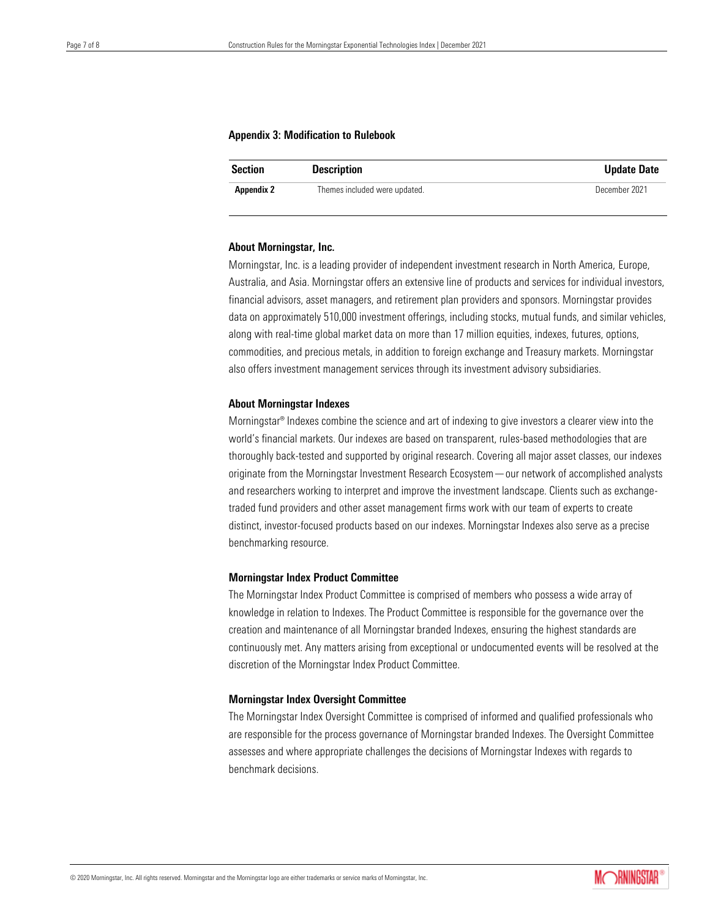### Appendix 3: Modification to Rulebook

| Section | Description | Update Date |
|---|---|---|
| **Appendix 2** | Themes included were updated. | December 2021 |

### About Morningstar, Inc.

Morningstar, Inc. is a leading provider of independent investment research in North America, Europe, Australia, and Asia. Morningstar offers an extensive line of products and services for individual investors, financial advisors, asset managers, and retirement plan providers and sponsors. Morningstar provides data on approximately 510,000 investment offerings, including stocks, mutual funds, and similar vehicles, along with real-time global market data on more than 17 million equities, indexes, futures, options, commodities, and precious metals, in addition to foreign exchange and Treasury markets. Morningstar also offers investment management services through its investment advisory subsidiaries.

### About Morningstar Indexes

Morningstar® Indexes combine the science and art of indexing to give investors a clearer view into the world's financial markets. Our indexes are based on transparent, rules-based methodologies that are thoroughly back-tested and supported by original research. Covering all major asset classes, our indexes originate from the Morningstar Investment Research Ecosystem — our network of accomplished analysts and researchers working to interpret and improve the investment landscape. Clients such as exchange-traded fund providers and other asset management firms work with our team of experts to create distinct, investor-focused products based on our indexes. Morningstar Indexes also serve as a precise benchmarking resource.

### Morningstar Index Product Committee

The Morningstar Index Product Committee is comprised of members who possess a wide array of knowledge in relation to Indexes. The Product Committee is responsible for the governance over the creation and maintenance of all Morningstar branded Indexes, ensuring the highest standards are continuously met. Any matters arising from exceptional or undocumented events will be resolved at the discretion of the Morningstar Index Product Committee.

### Morningstar Index Oversight Committee

The Morningstar Index Oversight Committee is comprised of informed and qualified professionals who are responsible for the process governance of Morningstar branded Indexes. The Oversight Committee assesses and where appropriate challenges the decisions of Morningstar Indexes with regards to benchmark decisions.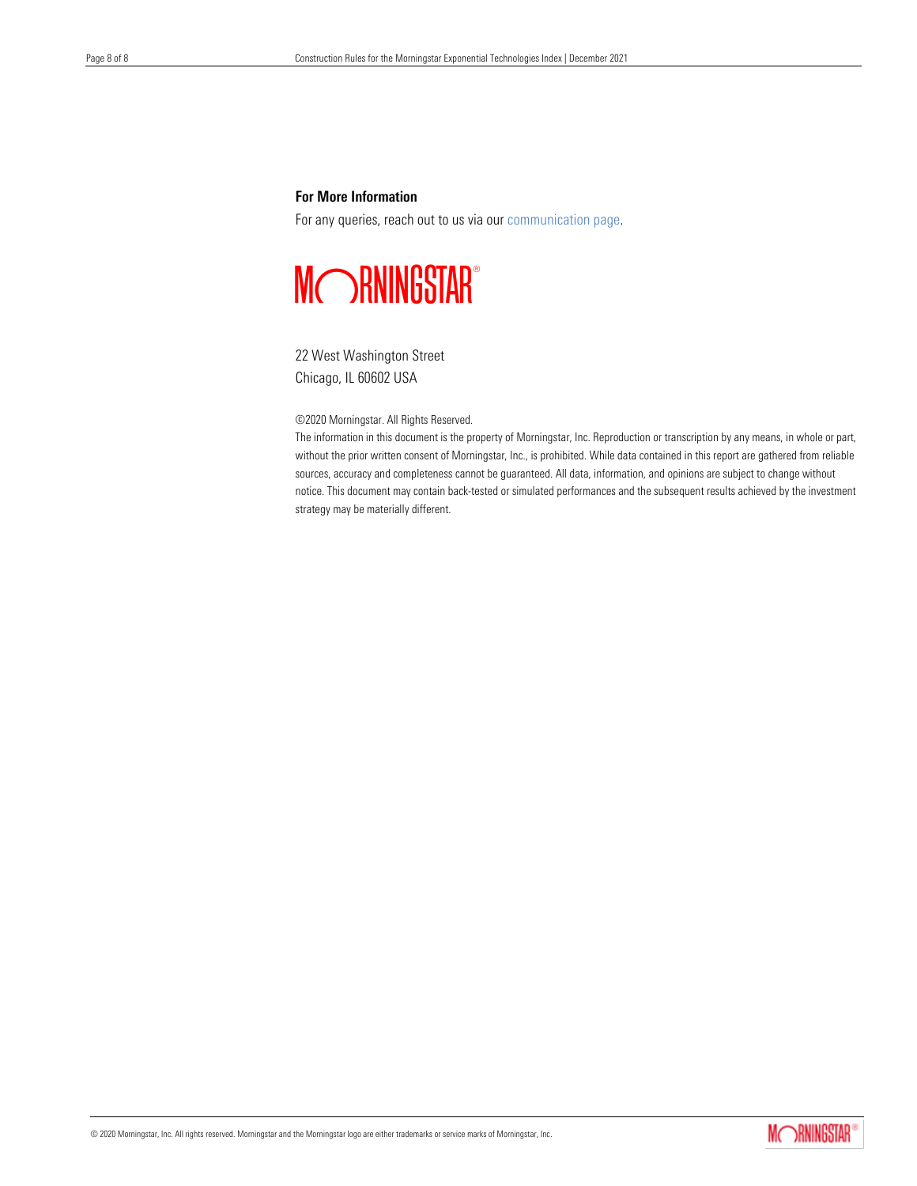**For More Information**

For any queries, reach out to us via our communication page.

MORNINGSTAR®

22 West Washington Street
Chicago, IL 60602 USA

©2020 Morningstar. All Rights Reserved.

The information in this document is the property of Morningstar, Inc. Reproduction or transcription by any means, in whole or part, without the prior written consent of Morningstar, Inc., is prohibited. While data contained in this report are gathered from reliable sources, accuracy and completeness cannot be guaranteed. All data, information, and opinions are subject to change without notice. This document may contain back-tested or simulated performances and the subsequent results achieved by the investment strategy may be materially different.